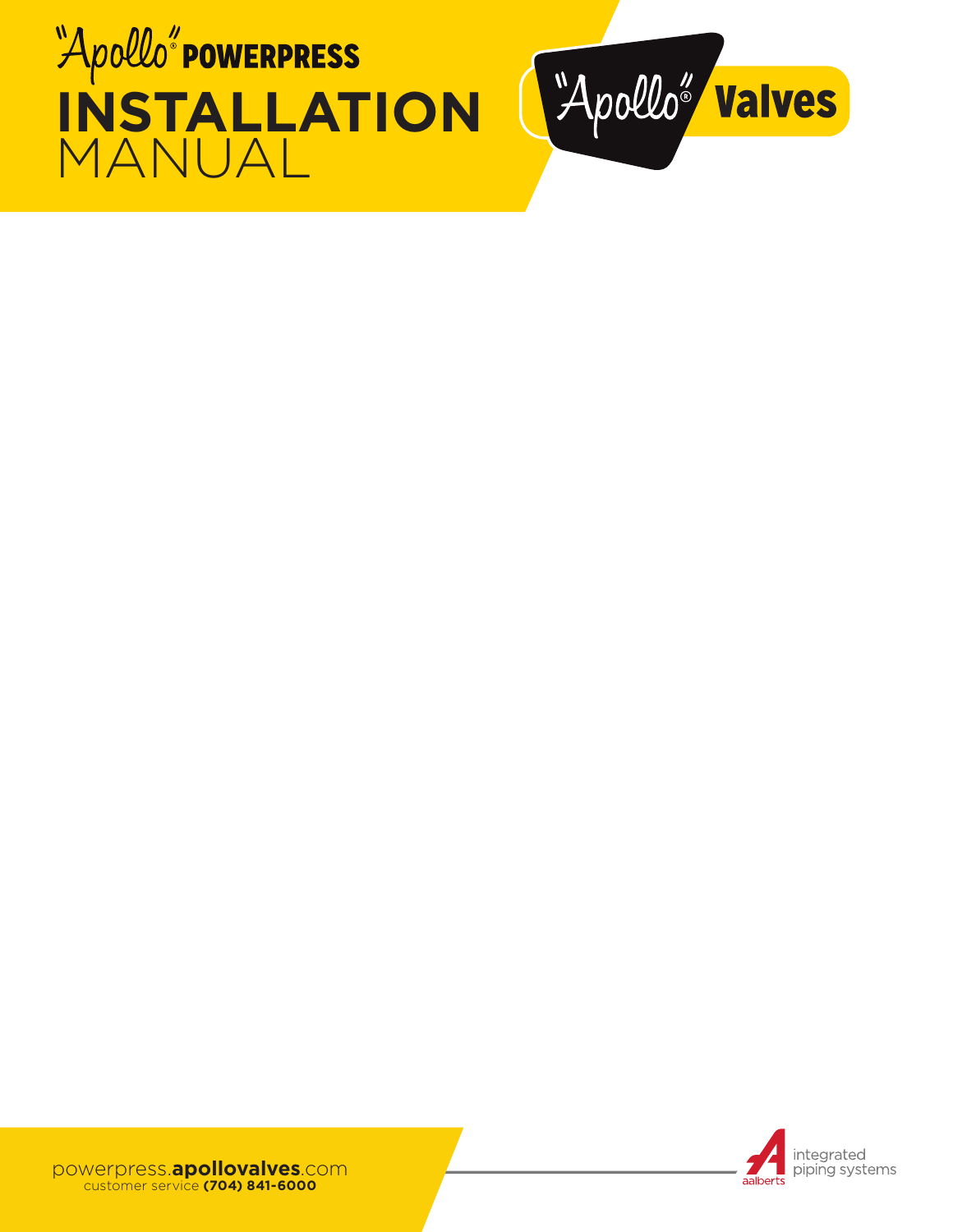# "Apollo"® POWERPRESS INSTALLATION MANUAL

"Apollo"® Valves

powerpress.**apollovalves**.com
customer service **(704) 841-6000**

aalberts integrated piping systems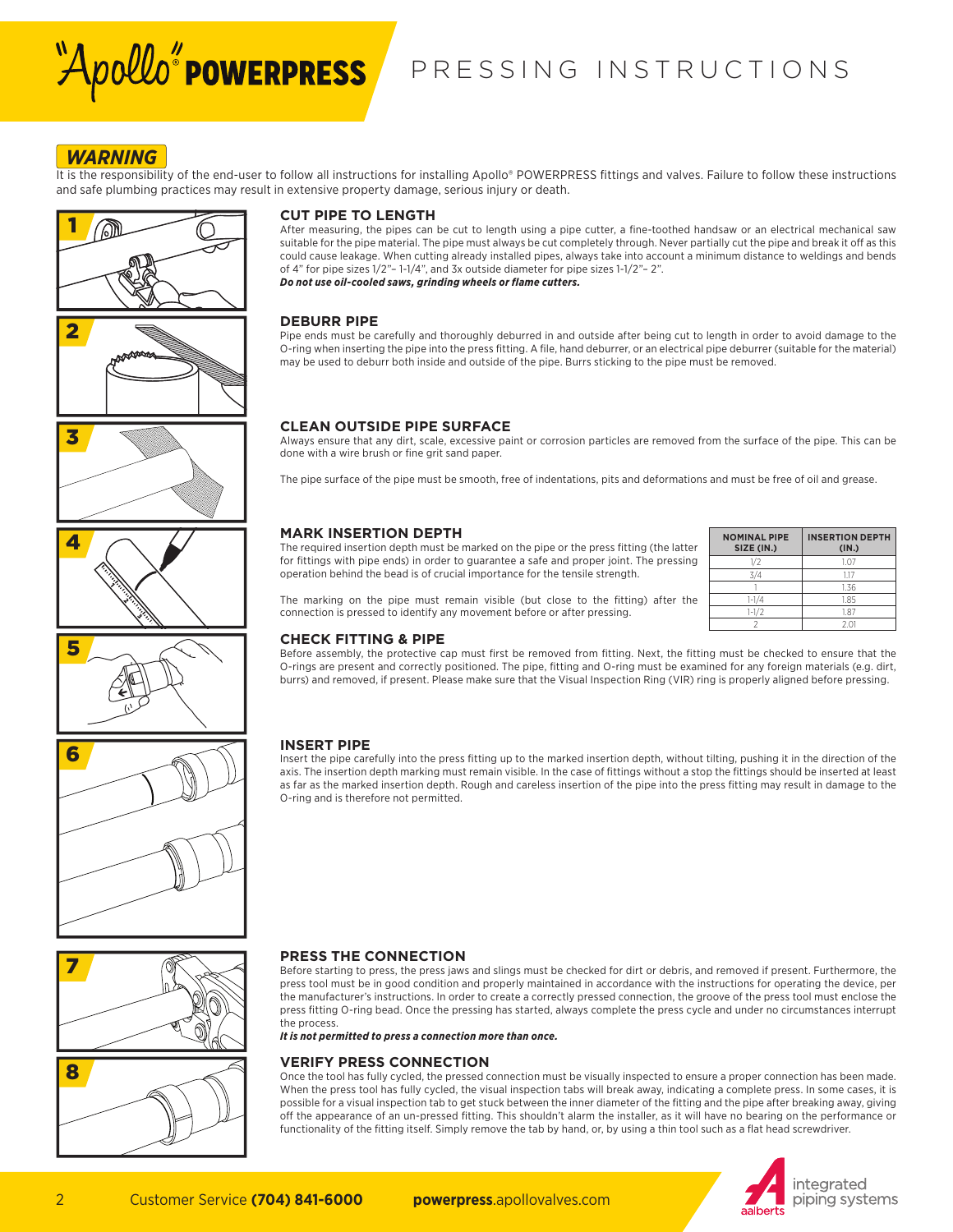# "Apollo" POWERPRESS

## PRESSING INSTRUCTIONS

***WARNING***

It is the responsibility of the end-user to follow all instructions for installing Apollo® POWERPRESS fittings and valves. Failure to follow these instructions and safe plumbing practices may result in extensive property damage, serious injury or death.

### 1 CUT PIPE TO LENGTH

After measuring, the pipes can be cut to length using a pipe cutter, a fine-toothed handsaw or an electrical mechanical saw suitable for the pipe material. The pipe must always be cut completely through. Never partially cut the pipe and break it off as this could cause leakage. When cutting already installed pipes, always take into account a minimum distance to weldings and bends of 4" for pipe sizes 1/2"– 1-1/4", and 3x outside diameter for pipe sizes 1-1/2"– 2".

***Do not use oil-cooled saws, grinding wheels or flame cutters.***

### 2 DEBURR PIPE

Pipe ends must be carefully and thoroughly deburred in and outside after being cut to length in order to avoid damage to the O-ring when inserting the pipe into the press fitting. A file, hand deburrer, or an electrical pipe deburrer (suitable for the material) may be used to deburr both inside and outside of the pipe. Burrs sticking to the pipe must be removed.

### 3 CLEAN OUTSIDE PIPE SURFACE

Always ensure that any dirt, scale, excessive paint or corrosion particles are removed from the surface of the pipe. This can be done with a wire brush or fine grit sand paper.

The pipe surface of the pipe must be smooth, free of indentations, pits and deformations and must be free of oil and grease.

### 4 MARK INSERTION DEPTH

The required insertion depth must be marked on the pipe or the press fitting (the latter for fittings with pipe ends) in order to guarantee a safe and proper joint. The pressing operation behind the bead is of crucial importance for the tensile strength.

The marking on the pipe must remain visible (but close to the fitting) after the connection is pressed to identify any movement before or after pressing.

| NOMINAL PIPE SIZE (IN.) | INSERTION DEPTH (IN.) |
|---|---|
| 1/2 | 1.07 |
| 3/4 | 1.17 |
| 1 | 1.36 |
| 1-1/4 | 1.85 |
| 1-1/2 | 1.87 |
| 2 | 2.01 |

### 5 CHECK FITTING & PIPE

Before assembly, the protective cap must first be removed from fitting. Next, the fitting must be checked to ensure that the O-rings are present and correctly positioned. The pipe, fitting and O-ring must be examined for any foreign materials (e.g. dirt, burrs) and removed, if present. Please make sure that the Visual Inspection Ring (VIR) ring is properly aligned before pressing.

### 6 INSERT PIPE

Insert the pipe carefully into the press fitting up to the marked insertion depth, without tilting, pushing it in the direction of the axis. The insertion depth marking must remain visible. In the case of fittings without a stop the fittings should be inserted at least as far as the marked insertion depth. Rough and careless insertion of the pipe into the press fitting may result in damage to the O-ring and is therefore not permitted.

### 7 PRESS THE CONNECTION

Before starting to press, the press jaws and slings must be checked for dirt or debris, and removed if present. Furthermore, the press tool must be in good condition and properly maintained in accordance with the instructions for operating the device, per the manufacturer's instructions. In order to create a correctly pressed connection, the groove of the press tool must enclose the press fitting O-ring bead. Once the pressing has started, always complete the press cycle and under no circumstances interrupt the process.

***It is not permitted to press a connection more than once.***

### 8 VERIFY PRESS CONNECTION

Once the tool has fully cycled, the pressed connection must be visually inspected to ensure a proper connection has been made. When the press tool has fully cycled, the visual inspection tabs will break away, indicating a complete press. In some cases, it is possible for a visual inspection tab to get stuck between the inner diameter of the fitting and the pipe after breaking away, giving off the appearance of an un-pressed fitting. This shouldn't alarm the installer, as it will have no bearing on the performance or functionality of the fitting itself. Simply remove the tab by hand, or, by using a thin tool such as a flat head screwdriver.

Customer Service **(704) 841-6000** **powerpress**.apollovalves.com

aalberts integrated piping systems